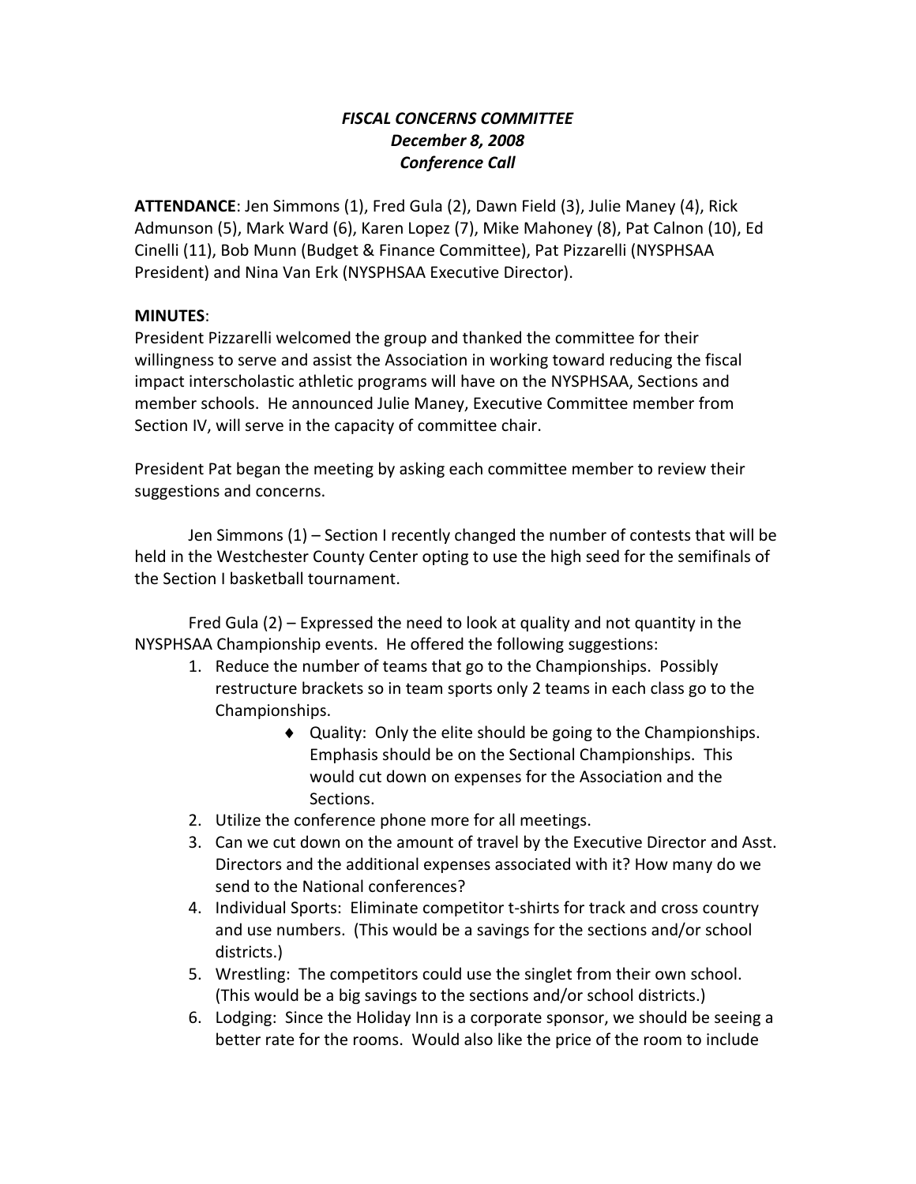***FISCAL CONCERNS COMMITTEE***
***December 8, 2008***
***Conference Call***

**ATTENDANCE**: Jen Simmons (1), Fred Gula (2), Dawn Field (3), Julie Maney (4), Rick Admunson (5), Mark Ward (6), Karen Lopez (7), Mike Mahoney (8), Pat Calnon (10), Ed Cinelli (11), Bob Munn (Budget & Finance Committee), Pat Pizzarelli (NYSPHSAA President) and Nina Van Erk (NYSPHSAA Executive Director).

**MINUTES**:

President Pizzarelli welcomed the group and thanked the committee for their willingness to serve and assist the Association in working toward reducing the fiscal impact interscholastic athletic programs will have on the NYSPHSAA, Sections and member schools. He announced Julie Maney, Executive Committee member from Section IV, will serve in the capacity of committee chair.

President Pat began the meeting by asking each committee member to review their suggestions and concerns.

Jen Simmons (1) – Section I recently changed the number of contests that will be held in the Westchester County Center opting to use the high seed for the semifinals of the Section I basketball tournament.

Fred Gula (2) – Expressed the need to look at quality and not quantity in the NYSPHSAA Championship events. He offered the following suggestions:

1. Reduce the number of teams that go to the Championships. Possibly restructure brackets so in team sports only 2 teams in each class go to the Championships.
   - Quality: Only the elite should be going to the Championships. Emphasis should be on the Sectional Championships. This would cut down on expenses for the Association and the Sections.
2. Utilize the conference phone more for all meetings.
3. Can we cut down on the amount of travel by the Executive Director and Asst. Directors and the additional expenses associated with it? How many do we send to the National conferences?
4. Individual Sports: Eliminate competitor t-shirts for track and cross country and use numbers. (This would be a savings for the sections and/or school districts.)
5. Wrestling: The competitors could use the singlet from their own school. (This would be a big savings to the sections and/or school districts.)
6. Lodging: Since the Holiday Inn is a corporate sponsor, we should be seeing a better rate for the rooms. Would also like the price of the room to include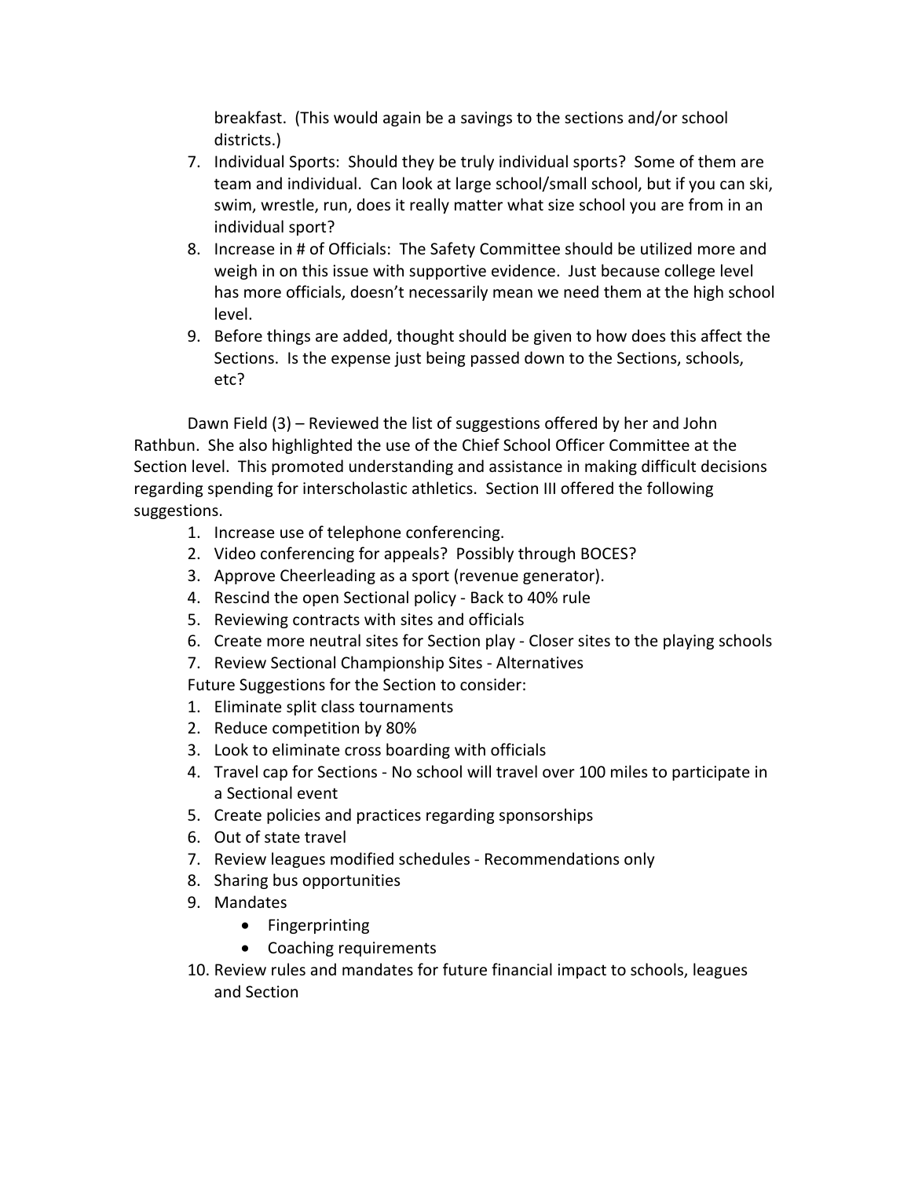breakfast. (This would again be a savings to the sections and/or school districts.)

7. Individual Sports: Should they be truly individual sports? Some of them are team and individual. Can look at large school/small school, but if you can ski, swim, wrestle, run, does it really matter what size school you are from in an individual sport?
8. Increase in # of Officials: The Safety Committee should be utilized more and weigh in on this issue with supportive evidence. Just because college level has more officials, doesn't necessarily mean we need them at the high school level.
9. Before things are added, thought should be given to how does this affect the Sections. Is the expense just being passed down to the Sections, schools, etc?

Dawn Field (3) – Reviewed the list of suggestions offered by her and John Rathbun. She also highlighted the use of the Chief School Officer Committee at the Section level. This promoted understanding and assistance in making difficult decisions regarding spending for interscholastic athletics. Section III offered the following suggestions.

1. Increase use of telephone conferencing.
2. Video conferencing for appeals? Possibly through BOCES?
3. Approve Cheerleading as a sport (revenue generator).
4. Rescind the open Sectional policy - Back to 40% rule
5. Reviewing contracts with sites and officials
6. Create more neutral sites for Section play - Closer sites to the playing schools
7. Review Sectional Championship Sites - Alternatives

Future Suggestions for the Section to consider:

1. Eliminate split class tournaments
2. Reduce competition by 80%
3. Look to eliminate cross boarding with officials
4. Travel cap for Sections - No school will travel over 100 miles to participate in a Sectional event
5. Create policies and practices regarding sponsorships
6. Out of state travel
7. Review leagues modified schedules - Recommendations only
8. Sharing bus opportunities
9. Mandates
   - Fingerprinting
   - Coaching requirements
10. Review rules and mandates for future financial impact to schools, leagues and Section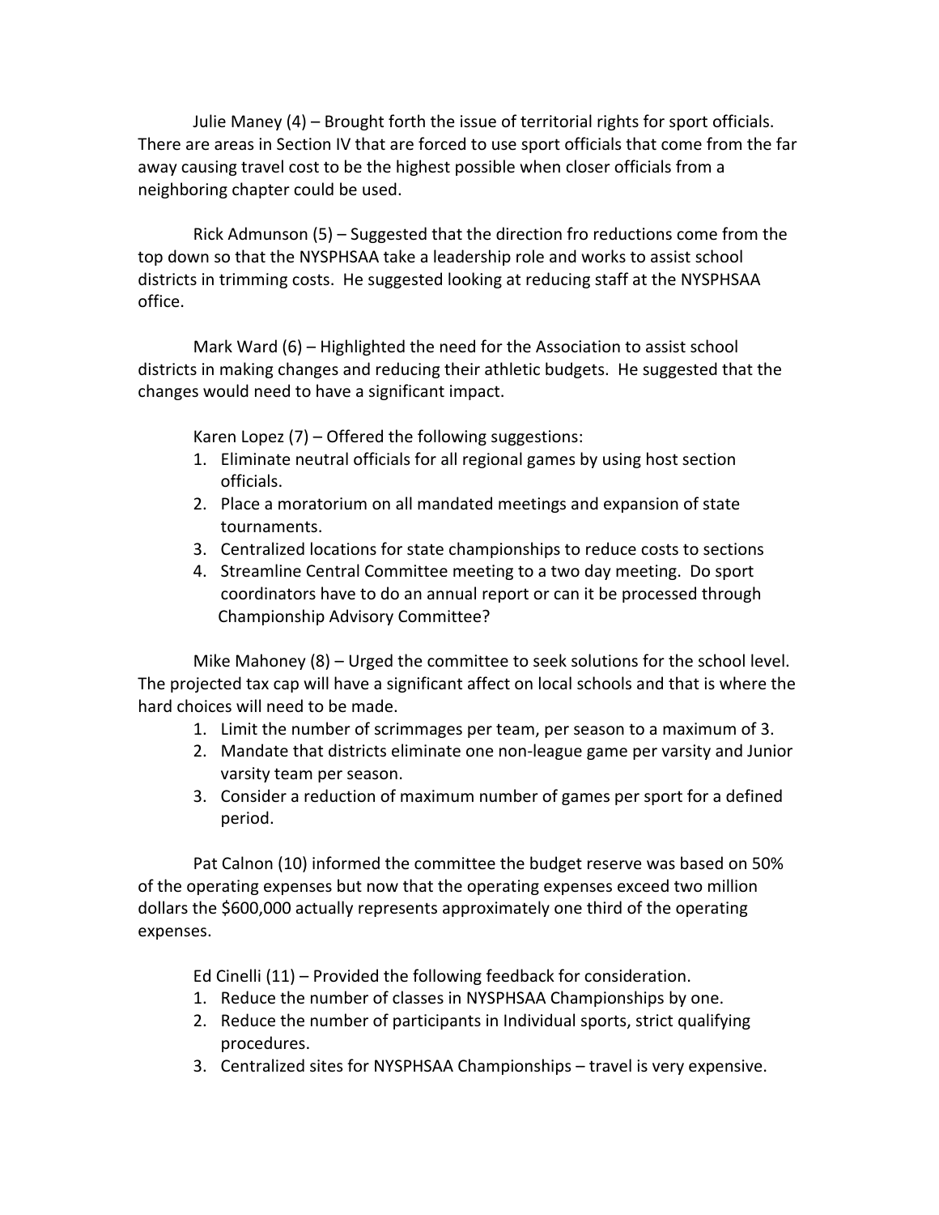Julie Maney (4) – Brought forth the issue of territorial rights for sport officials. There are areas in Section IV that are forced to use sport officials that come from the far away causing travel cost to be the highest possible when closer officials from a neighboring chapter could be used.

Rick Admunson (5) – Suggested that the direction fro reductions come from the top down so that the NYSPHSAA take a leadership role and works to assist school districts in trimming costs. He suggested looking at reducing staff at the NYSPHSAA office.

Mark Ward (6) – Highlighted the need for the Association to assist school districts in making changes and reducing their athletic budgets. He suggested that the changes would need to have a significant impact.

Karen Lopez (7) – Offered the following suggestions:

1. Eliminate neutral officials for all regional games by using host section officials.
2. Place a moratorium on all mandated meetings and expansion of state tournaments.
3. Centralized locations for state championships to reduce costs to sections
4. Streamline Central Committee meeting to a two day meeting. Do sport coordinators have to do an annual report or can it be processed through Championship Advisory Committee?

Mike Mahoney (8) – Urged the committee to seek solutions for the school level. The projected tax cap will have a significant affect on local schools and that is where the hard choices will need to be made.

1. Limit the number of scrimmages per team, per season to a maximum of 3.
2. Mandate that districts eliminate one non-league game per varsity and Junior varsity team per season.
3. Consider a reduction of maximum number of games per sport for a defined period.

Pat Calnon (10) informed the committee the budget reserve was based on 50% of the operating expenses but now that the operating expenses exceed two million dollars the $600,000 actually represents approximately one third of the operating expenses.

Ed Cinelli (11) – Provided the following feedback for consideration.

1. Reduce the number of classes in NYSPHSAA Championships by one.
2. Reduce the number of participants in Individual sports, strict qualifying procedures.
3. Centralized sites for NYSPHSAA Championships – travel is very expensive.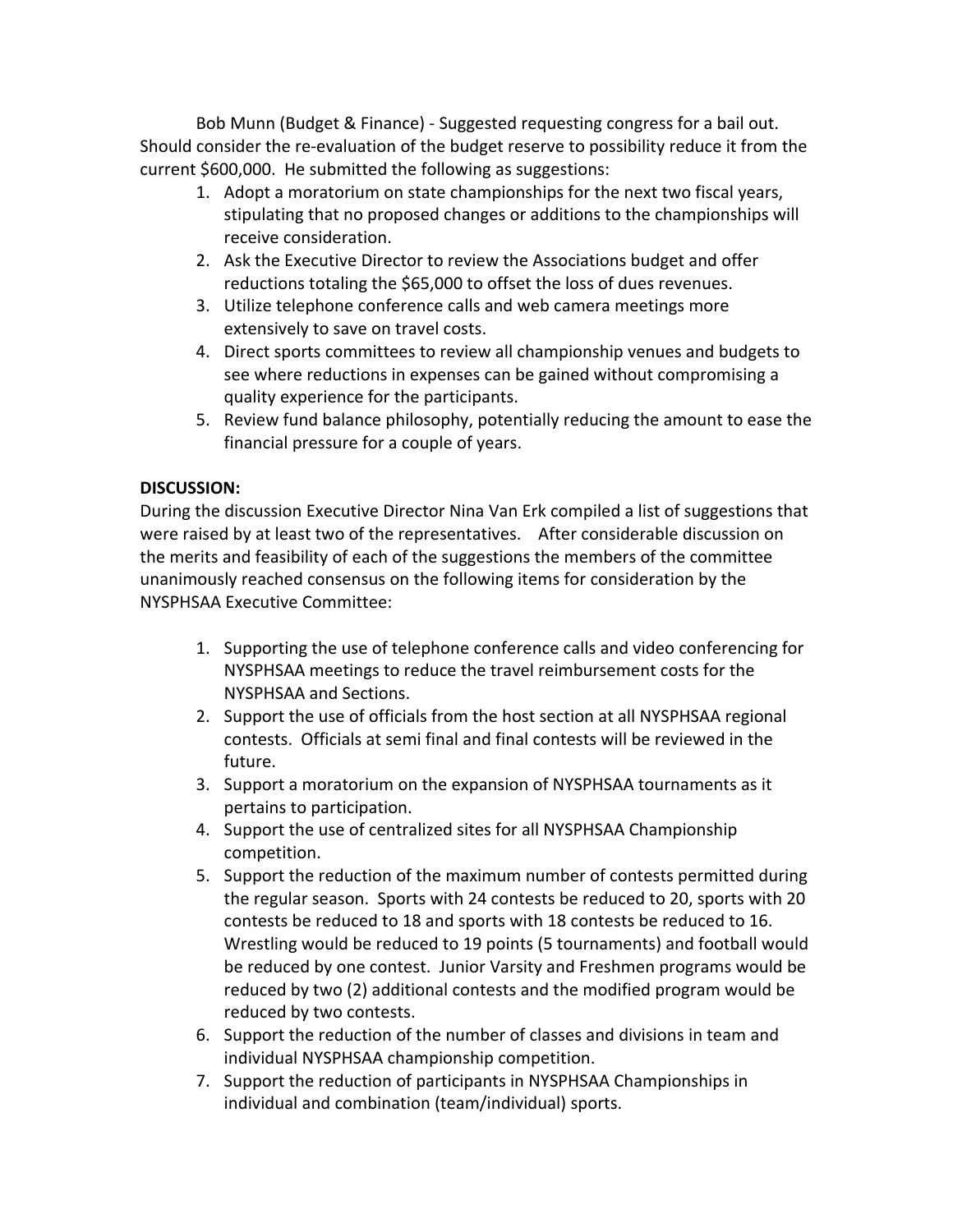Bob Munn (Budget & Finance) - Suggested requesting congress for a bail out. Should consider the re-evaluation of the budget reserve to possibility reduce it from the current $600,000. He submitted the following as suggestions:

1. Adopt a moratorium on state championships for the next two fiscal years, stipulating that no proposed changes or additions to the championships will receive consideration.
2. Ask the Executive Director to review the Associations budget and offer reductions totaling the $65,000 to offset the loss of dues revenues.
3. Utilize telephone conference calls and web camera meetings more extensively to save on travel costs.
4. Direct sports committees to review all championship venues and budgets to see where reductions in expenses can be gained without compromising a quality experience for the participants.
5. Review fund balance philosophy, potentially reducing the amount to ease the financial pressure for a couple of years.

**DISCUSSION:**

During the discussion Executive Director Nina Van Erk compiled a list of suggestions that were raised by at least two of the representatives. After considerable discussion on the merits and feasibility of each of the suggestions the members of the committee unanimously reached consensus on the following items for consideration by the NYSPHSAA Executive Committee:

1. Supporting the use of telephone conference calls and video conferencing for NYSPHSAA meetings to reduce the travel reimbursement costs for the NYSPHSAA and Sections.
2. Support the use of officials from the host section at all NYSPHSAA regional contests. Officials at semi final and final contests will be reviewed in the future.
3. Support a moratorium on the expansion of NYSPHSAA tournaments as it pertains to participation.
4. Support the use of centralized sites for all NYSPHSAA Championship competition.
5. Support the reduction of the maximum number of contests permitted during the regular season. Sports with 24 contests be reduced to 20, sports with 20 contests be reduced to 18 and sports with 18 contests be reduced to 16. Wrestling would be reduced to 19 points (5 tournaments) and football would be reduced by one contest. Junior Varsity and Freshmen programs would be reduced by two (2) additional contests and the modified program would be reduced by two contests.
6. Support the reduction of the number of classes and divisions in team and individual NYSPHSAA championship competition.
7. Support the reduction of participants in NYSPHSAA Championships in individual and combination (team/individual) sports.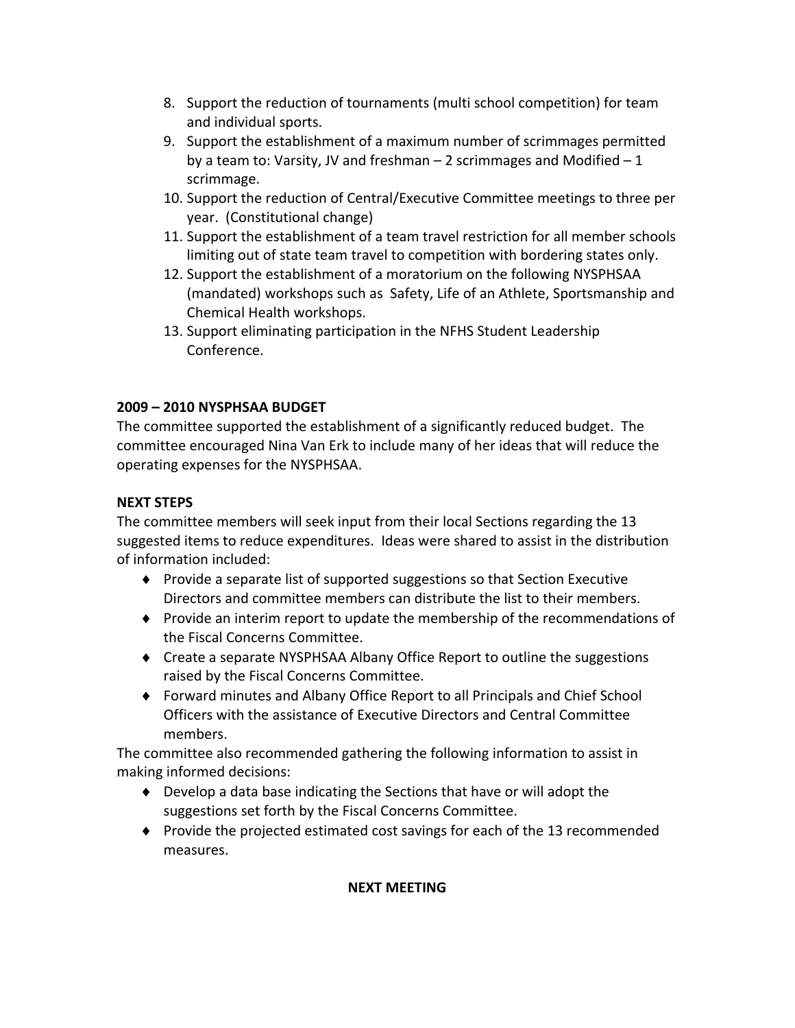8. Support the reduction of tournaments (multi school competition) for team and individual sports.
9. Support the establishment of a maximum number of scrimmages permitted by a team to: Varsity, JV and freshman – 2 scrimmages and Modified – 1 scrimmage.
10. Support the reduction of Central/Executive Committee meetings to three per year. (Constitutional change)
11. Support the establishment of a team travel restriction for all member schools limiting out of state team travel to competition with bordering states only.
12. Support the establishment of a moratorium on the following NYSPHSAA (mandated) workshops such as Safety, Life of an Athlete, Sportsmanship and Chemical Health workshops.
13. Support eliminating participation in the NFHS Student Leadership Conference.

**2009 – 2010 NYSPHSAA BUDGET**

The committee supported the establishment of a significantly reduced budget. The committee encouraged Nina Van Erk to include many of her ideas that will reduce the operating expenses for the NYSPHSAA.

**NEXT STEPS**

The committee members will seek input from their local Sections regarding the 13 suggested items to reduce expenditures. Ideas were shared to assist in the distribution of information included:

- Provide a separate list of supported suggestions so that Section Executive Directors and committee members can distribute the list to their members.
- Provide an interim report to update the membership of the recommendations of the Fiscal Concerns Committee.
- Create a separate NYSPHSAA Albany Office Report to outline the suggestions raised by the Fiscal Concerns Committee.
- Forward minutes and Albany Office Report to all Principals and Chief School Officers with the assistance of Executive Directors and Central Committee members.

The committee also recommended gathering the following information to assist in making informed decisions:

- Develop a data base indicating the Sections that have or will adopt the suggestions set forth by the Fiscal Concerns Committee.
- Provide the projected estimated cost savings for each of the 13 recommended measures.

**NEXT MEETING**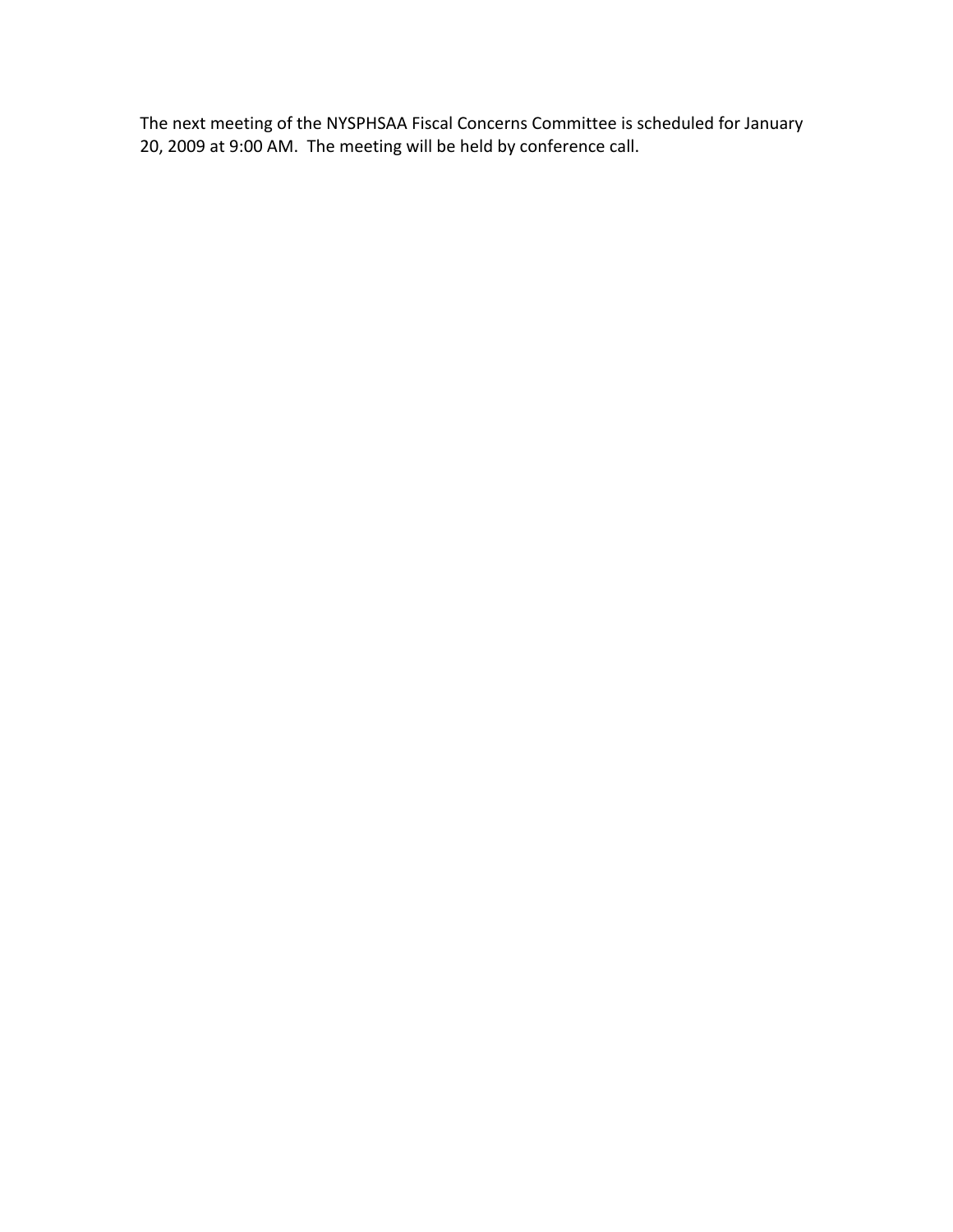The next meeting of the NYSPHSAA Fiscal Concerns Committee is scheduled for January 20, 2009 at 9:00 AM. The meeting will be held by conference call.